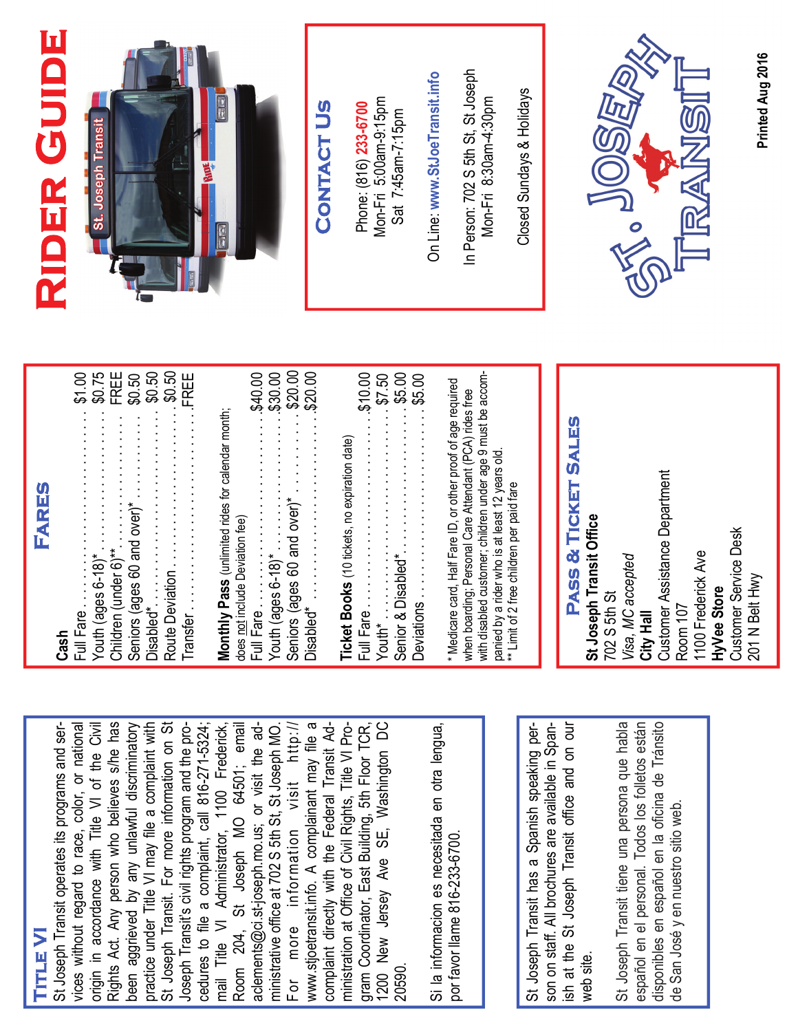# Rider Guide

## Contact Us

Phone: (816) 233-6700
Mon-Fri 5:00am-9:15pm
Sat 7:45am-7:15pm

On Line: www.StJoeTransit.info

In Person: 702 S 5th St, St Joseph
Mon-Fri 8:30am-4:30pm

Closed Sundays & Holidays

St. Joseph Transit

Printed Aug 2016

## Fares

**Cash**

| | |
|---|---|
| Full Fare | $1.00 |
| Youth (ages 6-18)* | $0.75 |
| Children (under 6)** | FREE |
| Seniors (ages 60 and over)* | $0.50 |
| Disabled* | $0.50 |
| Route Deviation | $0.50 |
| Transfer | FREE |

**Monthly Pass** (unlimited rides for calendar month; does not include Deviation fee)

| | |
|---|---|
| Full Fare | $40.00 |
| Youth (ages 6-18)* | $30.00 |
| Seniors (ages 60 and over)* | $20.00 |
| Disabled* | $20.00 |

**Ticket Books** (10 tickets, no expiration date)

| | |
|---|---|
| Full Fare | $10.00 |
| Youth* | $7.50 |
| Senior & Disabled* | $5.00 |
| Deviations | $5.00 |

* Medicare card, Half Fare ID, or other proof of age required when boarding; Personal Care Attendant (PCA) rides free with disabled customer; children under age 9 must be accompanied by a rider who is at least 12 years old.
** Limit of 2 free children per paid fare

## Pass & Ticket Sales

**St Joseph Transit Office**
702 S 5th St
*Visa, MC accepted*

**City Hall**
Customer Assistance Department
Room 107
1100 Frederick Ave

**HyVee Store**
Customer Service Desk
201 N Belt Hwy

## Title VI

St Joseph Transit operates its programs and services without regard to race, color, or national origin in accordance with Title VI of the Civil Rights Act. Any person who believes s/he has been aggrieved by any unlawful discriminatory practice under Title VI may file a complaint with St Joseph Transit. For more information on St Joseph Transit's civil rights program and the procedures to file a complaint, call 816-271-5324; mail Title VI Administrator, 1100 Frederick, Room 204, St Joseph MO 64501; email aclements@ci.st-joseph.mo.us; or visit the administrative office at 702 S 5th St, St Joseph MO. For more information visit http://www.stjoetransit.info. A complainant may file a complaint directly with the Federal Transit Administration at Office of Civil Rights, Title VI Program Coordinator, East Building, 5th Floor TCR, 1200 New Jersey Ave SE, Washington DC 20590.

Si la informacion es necesitada en otra lengua, por favor llame 816-233-6700.

St Joseph Transit has a Spanish speaking person on staff. All brochures are available in Spanish at the St Joseph Transit office and on our web site.

St Joseph Transit tiene una persona que habla español en el personal. Todos los folletos están disponibles en español en la oficina de Tránsito de San José y en nuestro sitio web.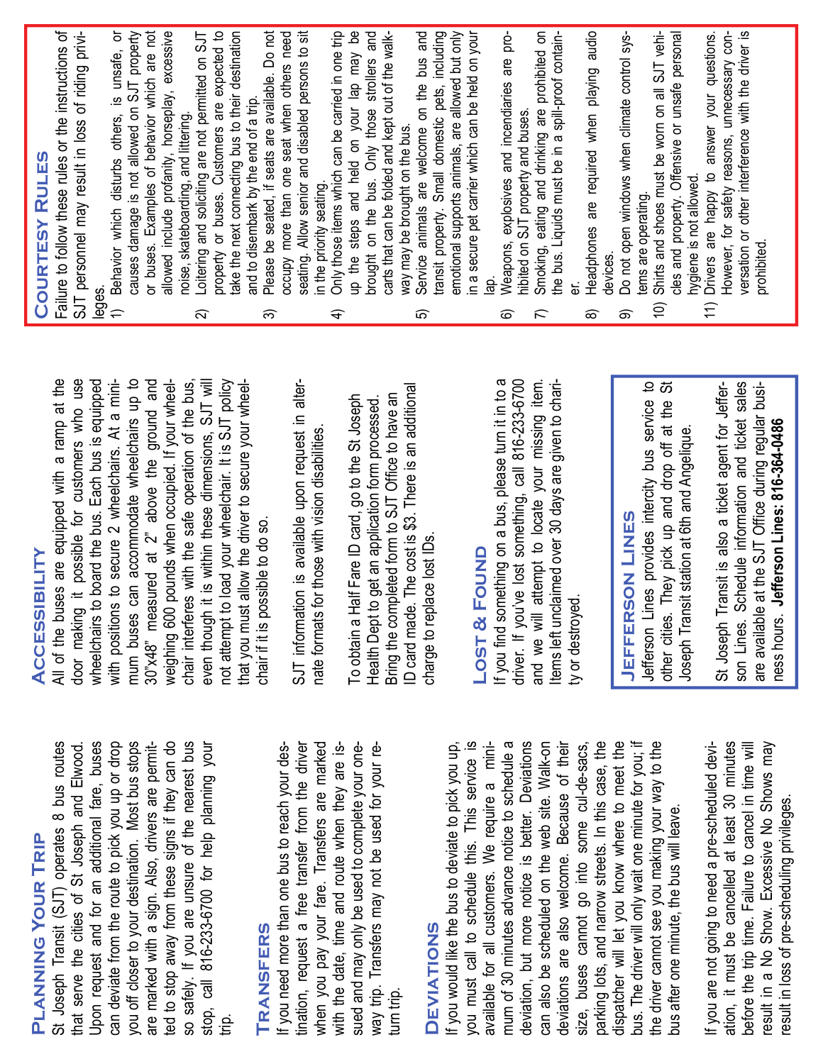## Planning Your Trip

St Joseph Transit (SJT) operates 8 bus routes that serve the cities of St Joseph and Elwood. Upon request and for an additional fare, buses can deviate from the route to pick you up or drop you off closer to your destination. Most bus stops are marked with a sign. Also, drivers are permitted to stop away from these signs if they can do so safely. If you are unsure of the nearest bus stop, call 816-233-6700 for help planning your trip.

## Transfers

If you need more than one bus to reach your destination, request a free transfer from the driver when you pay your fare. Transfers are marked with the date, time and route when they are issued and may only be used to complete your one-way trip. Transfers may not be used for your return trip.

## Deviations

If you would like the bus to deviate to pick you up, you must call to schedule this. This service is available for all customers. We require a minimum of 30 minutes advance notice to schedule a deviation, but more notice is better. Deviations can also be scheduled on the web site. Walk-on deviations are also welcome. Because of their size, buses cannot go into some cul-de-sacs, parking lots, and narrow streets. In this case, the dispatcher will let you know where to meet the bus. The driver will only wait one minute for you; if the driver cannot see you making your way to the bus after one minute, the bus will leave.

If you are not going to need a pre-scheduled deviation, it must be cancelled at least 30 minutes before the trip time. Failure to cancel in time will result in a No Show. Excessive No Shows may result in loss of pre-scheduling privileges.

## Accessibility

All of the buses are equipped with a ramp at the door making it possible for customers who use wheelchairs to board the bus. Each bus is equipped with positions to secure 2 wheelchairs. At a minimum buses can accommodate wheelchairs up to 30"x48" measured at 2" above the ground and weighing 600 pounds when occupied. If your wheelchair interferes with the safe operation of the bus, even though it is within these dimensions, SJT will not attempt to load your wheelchair. It is SJT policy that you must allow the driver to secure your wheelchair if it is possible to do so.

SJT information is available upon request in alternate formats for those with vision disabilities.

To obtain a Half Fare ID card, go to the St Joseph Health Dept to get an application form processed. Bring the completed form to SJT Office to have an ID card made. The cost is $3. There is an additional charge to replace lost IDs.

## Lost & Found

If you find something on a bus, please turn it in to a driver. If you've lost something, call 816-233-6700 and we will attempt to locate your missing item. Items left unclaimed over 30 days are given to charity or destroyed.

## Jefferson Lines

Jefferson Lines provides intercity bus service to other cities. They pick up and drop off at the St Joseph Transit station at 6th and Angelique.

St Joseph Transit is also a ticket agent for Jefferson Lines. Schedule information and ticket sales are available at the SJT Office during regular business hours. **Jefferson Lines: 816-364-0486**

## Courtesy Rules

Failure to follow these rules or the instructions of SJT personnel may result in loss of riding privileges.

1) Behavior which disturbs others, is unsafe, or causes damage is not allowed on SJT property or buses. Examples of behavior which are not allowed include profanity, horseplay, excessive noise, skateboarding, and littering.
2) Loitering and soliciting are not permitted on SJT property or buses. Customers are expected to take the next connecting bus to their destination and to disembark by the end of a trip.
3) Please be seated, if seats are available. Do not occupy more than one seat when others need seating. Allow senior and disabled persons to sit in the priority seating.
4) Only those items which can be carried in one trip up the steps and held on your lap may be brought on the bus. Only those strollers and carts that can be folded and kept out of the walkway may be brought on the bus.
5) Service animals are welcome on the bus and transit property. Small domestic pets, including emotional supports animals, are allowed but only in a secure pet carrier which can be held on your lap.
6) Weapons, explosives and incendiaries are prohibited on SJT property and buses.
7) Smoking, eating and drinking are prohibited on the bus. Liquids must be in a spill-proof container.
8) Headphones are required when playing audio devices.
9) Do not open windows when climate control systems are operating.
10) Shirts and shoes must be worn on all SJT vehicles and property. Offensive or unsafe personal hygiene is not allowed.
11) Drivers are happy to answer your questions. However, for safety reasons, unnecessary conversation or other interference with the driver is prohibited.